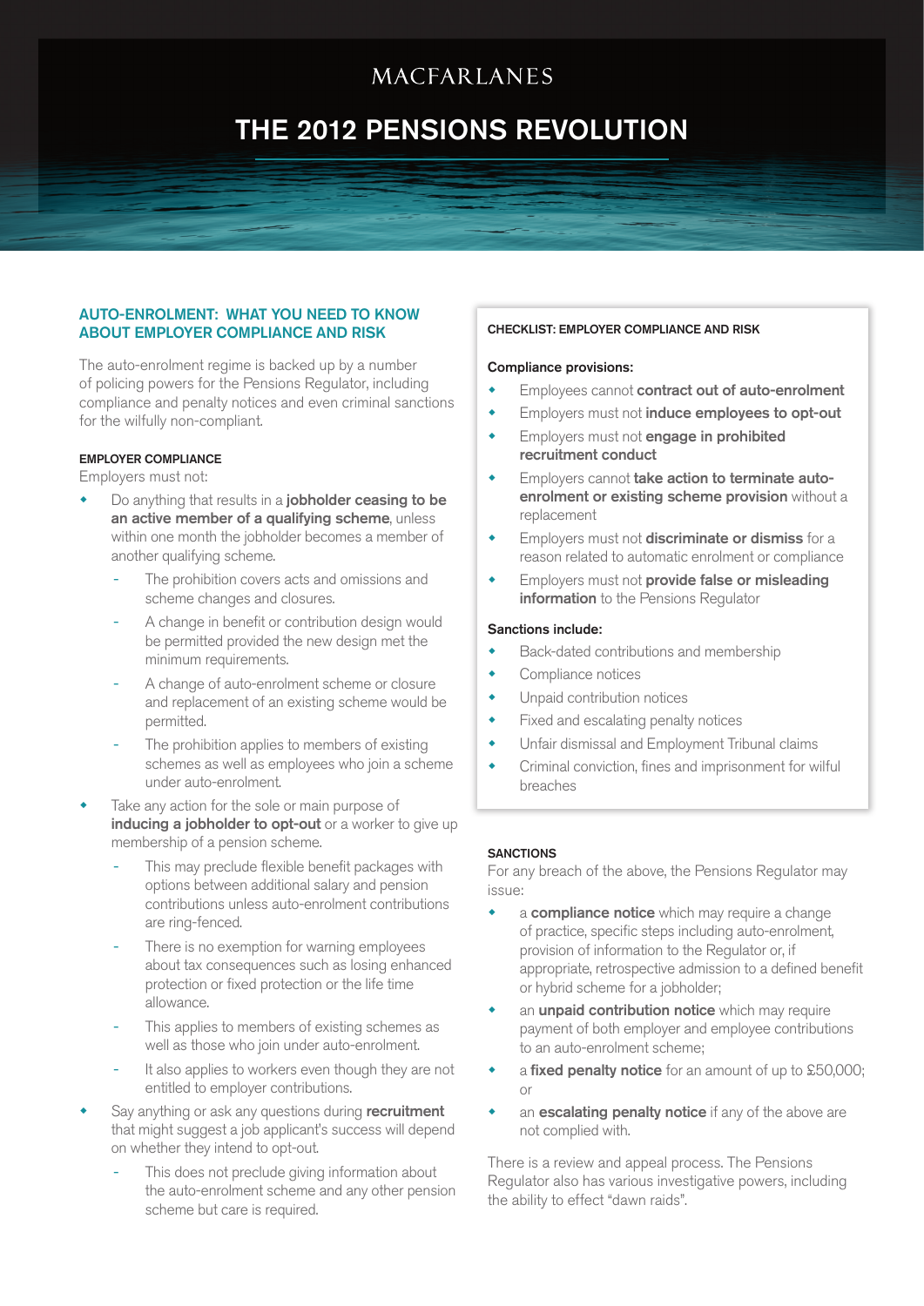MACFARLANES

# THE 2012 PENSIONS REVOLUTION

## AUTO-ENROLMENT: WHAT YOU NEED TO KNOW ABOUT EMPLOYER COMPLIANCE AND RISK

The auto-enrolment regime is backed up by a number of policing powers for the Pensions Regulator, including compliance and penalty notices and even criminal sanctions for the wilfully non-compliant.

### EMPLOYER COMPLIANCE

Employers must not:

- Do anything that results in a **jobholder ceasing to be an active member of a qualifying scheme**, unless within one month the jobholder becomes a member of another qualifying scheme.
  - The prohibition covers acts and omissions and scheme changes and closures.
  - A change in benefit or contribution design would be permitted provided the new design met the minimum requirements.
  - A change of auto-enrolment scheme or closure and replacement of an existing scheme would be permitted.
  - The prohibition applies to members of existing schemes as well as employees who join a scheme under auto-enrolment.
- Take any action for the sole or main purpose of **inducing a jobholder to opt-out** or a worker to give up membership of a pension scheme.
  - This may preclude flexible benefit packages with options between additional salary and pension contributions unless auto-enrolment contributions are ring-fenced.
  - There is no exemption for warning employees about tax consequences such as losing enhanced protection or fixed protection or the life time allowance.
  - This applies to members of existing schemes as well as those who join under auto-enrolment.
  - It also applies to workers even though they are not entitled to employer contributions.
- Say anything or ask any questions during **recruitment** that might suggest a job applicant's success will depend on whether they intend to opt-out.
  - This does not preclude giving information about the auto-enrolment scheme and any other pension scheme but care is required.

### CHECKLIST: EMPLOYER COMPLIANCE AND RISK

**Compliance provisions:**

- Employees cannot **contract out of auto-enrolment**
- Employers must not **induce employees to opt-out**
- Employers must not **engage in prohibited recruitment conduct**
- Employers cannot **take action to terminate auto-enrolment or existing scheme provision** without a replacement
- Employers must not **discriminate or dismiss** for a reason related to automatic enrolment or compliance
- Employers must not **provide false or misleading information** to the Pensions Regulator

**Sanctions include:**

- Back-dated contributions and membership
- Compliance notices
- Unpaid contribution notices
- Fixed and escalating penalty notices
- Unfair dismissal and Employment Tribunal claims
- Criminal conviction, fines and imprisonment for wilful breaches

### SANCTIONS

For any breach of the above, the Pensions Regulator may issue:

- a **compliance notice** which may require a change of practice, specific steps including auto-enrolment, provision of information to the Regulator or, if appropriate, retrospective admission to a defined benefit or hybrid scheme for a jobholder;
- an **unpaid contribution notice** which may require payment of both employer and employee contributions to an auto-enrolment scheme;
- a **fixed penalty notice** for an amount of up to £50,000; or
- an **escalating penalty notice** if any of the above are not complied with.

There is a review and appeal process. The Pensions Regulator also has various investigative powers, including the ability to effect "dawn raids".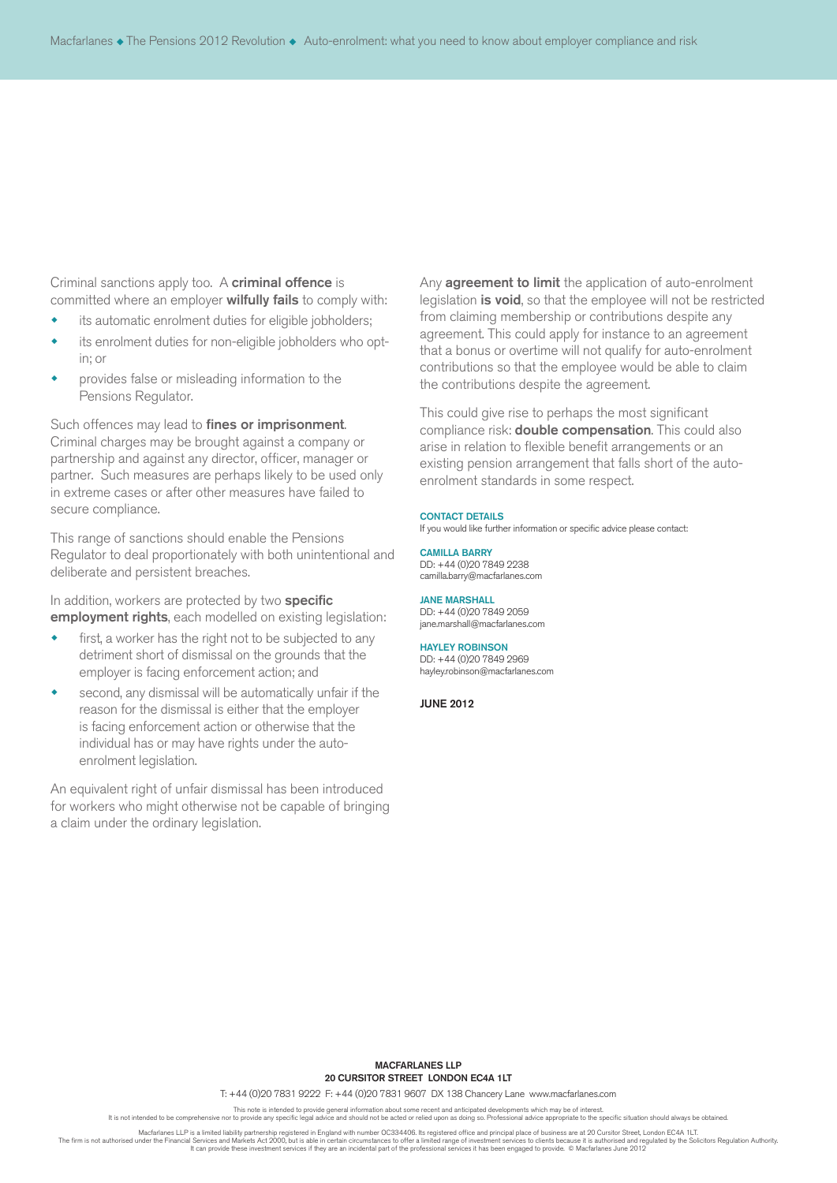Criminal sanctions apply too. A **criminal offence** is committed where an employer **wilfully fails** to comply with:

- its automatic enrolment duties for eligible jobholders;
- its enrolment duties for non-eligible jobholders who opt-in; or
- provides false or misleading information to the Pensions Regulator.

Such offences may lead to **fines or imprisonment**. Criminal charges may be brought against a company or partnership and against any director, officer, manager or partner. Such measures are perhaps likely to be used only in extreme cases or after other measures have failed to secure compliance.

This range of sanctions should enable the Pensions Regulator to deal proportionately with both unintentional and deliberate and persistent breaches.

In addition, workers are protected by two **specific employment rights**, each modelled on existing legislation:

- first, a worker has the right not to be subjected to any detriment short of dismissal on the grounds that the employer is facing enforcement action; and
- second, any dismissal will be automatically unfair if the reason for the dismissal is either that the employer is facing enforcement action or otherwise that the individual has or may have rights under the auto-enrolment legislation.

An equivalent right of unfair dismissal has been introduced for workers who might otherwise not be capable of bringing a claim under the ordinary legislation.

Any **agreement to limit** the application of auto-enrolment legislation **is void**, so that the employee will not be restricted from claiming membership or contributions despite any agreement. This could apply for instance to an agreement that a bonus or overtime will not qualify for auto-enrolment contributions so that the employee would be able to claim the contributions despite the agreement.

This could give rise to perhaps the most significant compliance risk: **double compensation**. This could also arise in relation to flexible benefit arrangements or an existing pension arrangement that falls short of the auto-enrolment standards in some respect.

**CONTACT DETAILS**

If you would like further information or specific advice please contact:

**CAMILLA BARRY**
DD: +44 (0)20 7849 2238
camilla.barry@macfarlanes.com

**JANE MARSHALL**
DD: +44 (0)20 7849 2059
jane.marshall@macfarlanes.com

**HAYLEY ROBINSON**
DD: +44 (0)20 7849 2969
hayley.robinson@macfarlanes.com

**JUNE 2012**

**MACFARLANES LLP**
**20 CURSITOR STREET LONDON EC4A 1LT**

T: +44 (0)20 7831 9222 F: +44 (0)20 7831 9607 DX 138 Chancery Lane www.macfarlanes.com

This note is intended to provide general information about some recent and anticipated developments which may be of interest.
It is not intended to be comprehensive nor to provide any specific legal advice and should not be acted or relied upon as doing so. Professional advice appropriate to the specific situation should always be obtained.

Macfarlanes LLP is a limited liability partnership registered in England with number OC334406. Its registered office and principal place of business are at 20 Cursitor Street, London EC4A 1LT.
The firm is not authorised under the Financial Services and Markets Act 2000, but is able in certain circumstances to offer a limited range of investment services to clients because it is authorised and regulated by the Solicitors Regulation Authority.
It can provide these investment services if they are an incidental part of the professional services it has been engaged to provide. © Macfarlanes June 2012